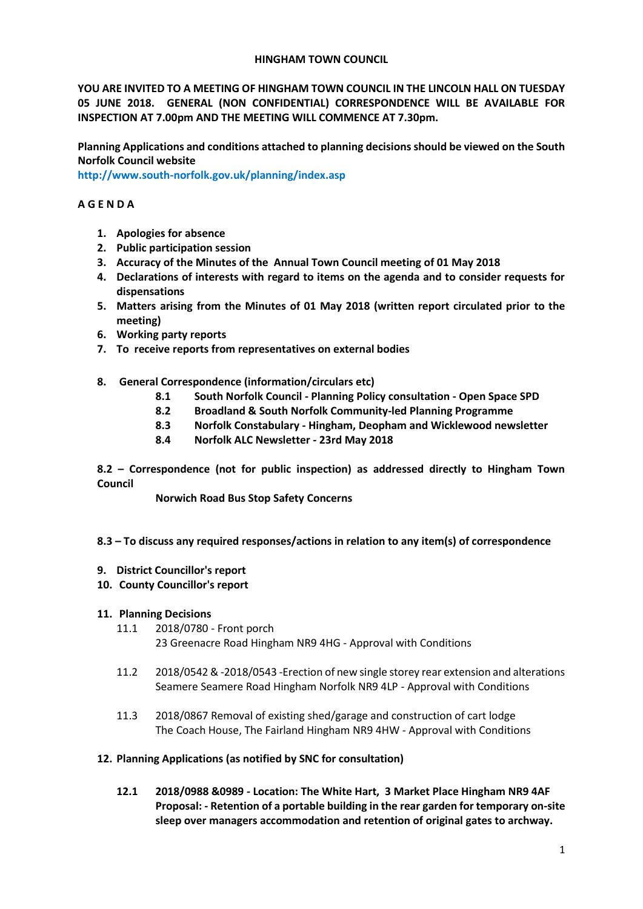**HINGHAM TOWN COUNCIL**

**YOU ARE INVITED TO A MEETING OF HINGHAM TOWN COUNCIL IN THE LINCOLN HALL ON TUESDAY 05 JUNE 2018. GENERAL (NON CONFIDENTIAL) CORRESPONDENCE WILL BE AVAILABLE FOR INSPECTION AT 7.00pm AND THE MEETING WILL COMMENCE AT 7.30pm.**

**Planning Applications and conditions attached to planning decisions should be viewed on the South Norfolk Council website**
**http://www.south-norfolk.gov.uk/planning/index.asp**

**A G E N D A**

1. **Apologies for absence**
2. **Public participation session**
3. **Accuracy of the Minutes of the Annual Town Council meeting of 01 May 2018**
4. **Declarations of interests with regard to items on the agenda and to consider requests for dispensations**
5. **Matters arising from the Minutes of 01 May 2018 (written report circulated prior to the meeting)**
6. **Working party reports**
7. **To receive reports from representatives on external bodies**

8. **General Correspondence (information/circulars etc)**
   - **8.1 South Norfolk Council - Planning Policy consultation - Open Space SPD**
   - **8.2 Broadland & South Norfolk Community-led Planning Programme**
   - **8.3 Norfolk Constabulary - Hingham, Deopham and Wicklewood newsletter**
   - **8.4 Norfolk ALC Newsletter - 23rd May 2018**

**8.2 – Correspondence (not for public inspection) as addressed directly to Hingham Town Council**

**Norwich Road Bus Stop Safety Concerns**

**8.3 – To discuss any required responses/actions in relation to any item(s) of correspondence**

9. **District Councillor's report**
10. **County Councillor's report**

11. **Planning Decisions**
    - 11.1 2018/0780 - Front porch
      23 Greenacre Road Hingham NR9 4HG - Approval with Conditions
    - 11.2 2018/0542 & -2018/0543 -Erection of new single storey rear extension and alterations
      Seamere Seamere Road Hingham Norfolk NR9 4LP - Approval with Conditions
    - 11.3 2018/0867 Removal of existing shed/garage and construction of cart lodge
      The Coach House, The Fairland Hingham NR9 4HW - Approval with Conditions

12. **Planning Applications (as notified by SNC for consultation)**
    - **12.1 2018/0988 &0989 - Location: The White Hart, 3 Market Place Hingham NR9 4AF**
      **Proposal: - Retention of a portable building in the rear garden for temporary on-site sleep over managers accommodation and retention of original gates to archway.**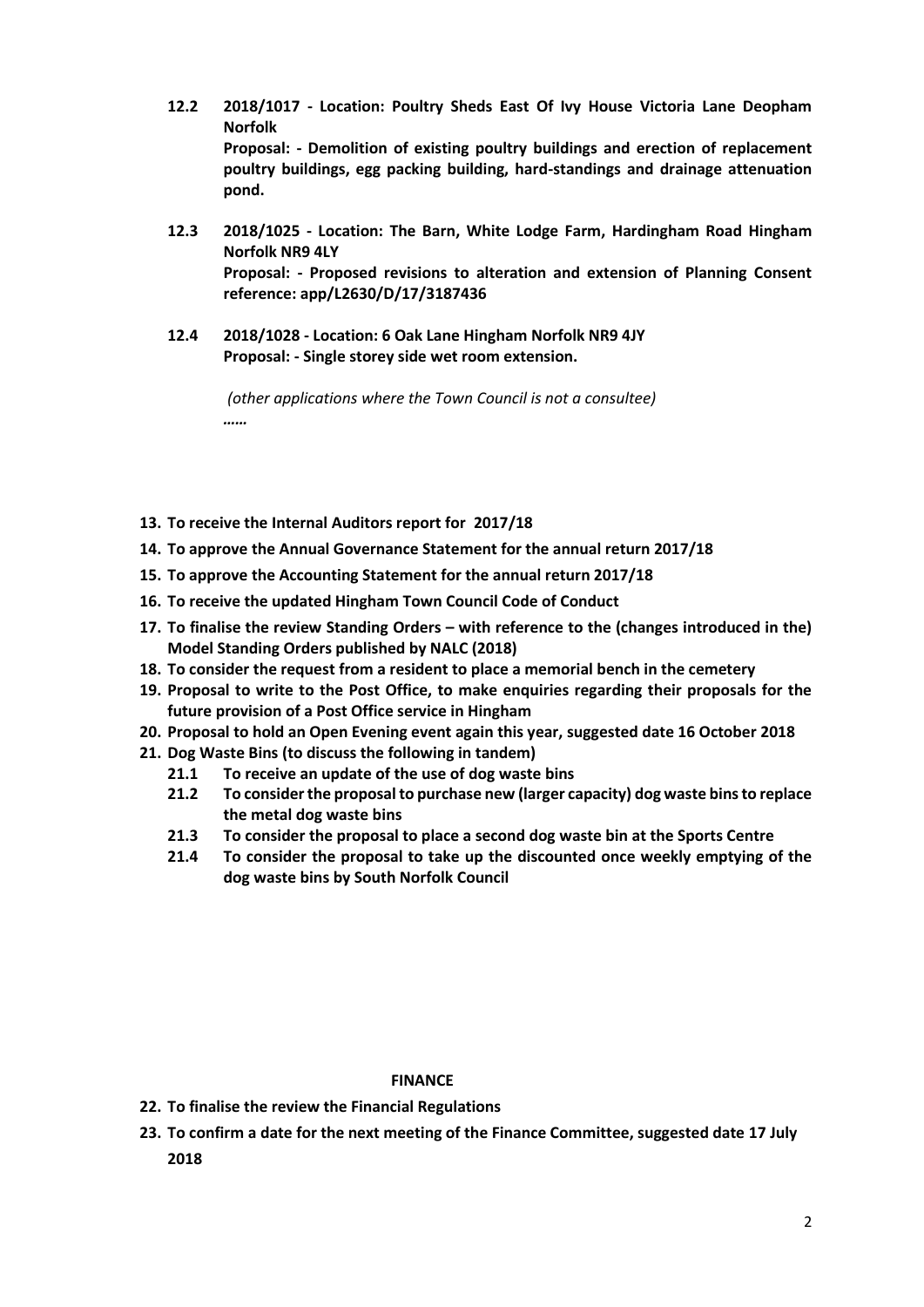**12.2 2018/1017 - Location: Poultry Sheds East Of Ivy House Victoria Lane Deopham Norfolk**
**Proposal: - Demolition of existing poultry buildings and erection of replacement poultry buildings, egg packing building, hard-standings and drainage attenuation pond.**

**12.3 2018/1025 - Location: The Barn, White Lodge Farm, Hardingham Road Hingham Norfolk NR9 4LY**
**Proposal: - Proposed revisions to alteration and extension of Planning Consent reference: app/L2630/D/17/3187436**

**12.4 2018/1028 - Location: 6 Oak Lane Hingham Norfolk NR9 4JY**
**Proposal: - Single storey side wet room extension.**

*(other applications where the Town Council is not a consultee)*
*……*

**13. To receive the Internal Auditors report for 2017/18**

**14. To approve the Annual Governance Statement for the annual return 2017/18**

**15. To approve the Accounting Statement for the annual return 2017/18**

**16. To receive the updated Hingham Town Council Code of Conduct**

**17. To finalise the review Standing Orders – with reference to the (changes introduced in the) Model Standing Orders published by NALC (2018)**

**18. To consider the request from a resident to place a memorial bench in the cemetery**

**19. Proposal to write to the Post Office, to make enquiries regarding their proposals for the future provision of a Post Office service in Hingham**

**20. Proposal to hold an Open Evening event again this year, suggested date 16 October 2018**

**21. Dog Waste Bins (to discuss the following in tandem)**

**21.1 To receive an update of the use of dog waste bins**

**21.2 To consider the proposal to purchase new (larger capacity) dog waste bins to replace the metal dog waste bins**

**21.3 To consider the proposal to place a second dog waste bin at the Sports Centre**

**21.4 To consider the proposal to take up the discounted once weekly emptying of the dog waste bins by South Norfolk Council**

## FINANCE

**22. To finalise the review the Financial Regulations**

**23. To confirm a date for the next meeting of the Finance Committee, suggested date 17 July 2018**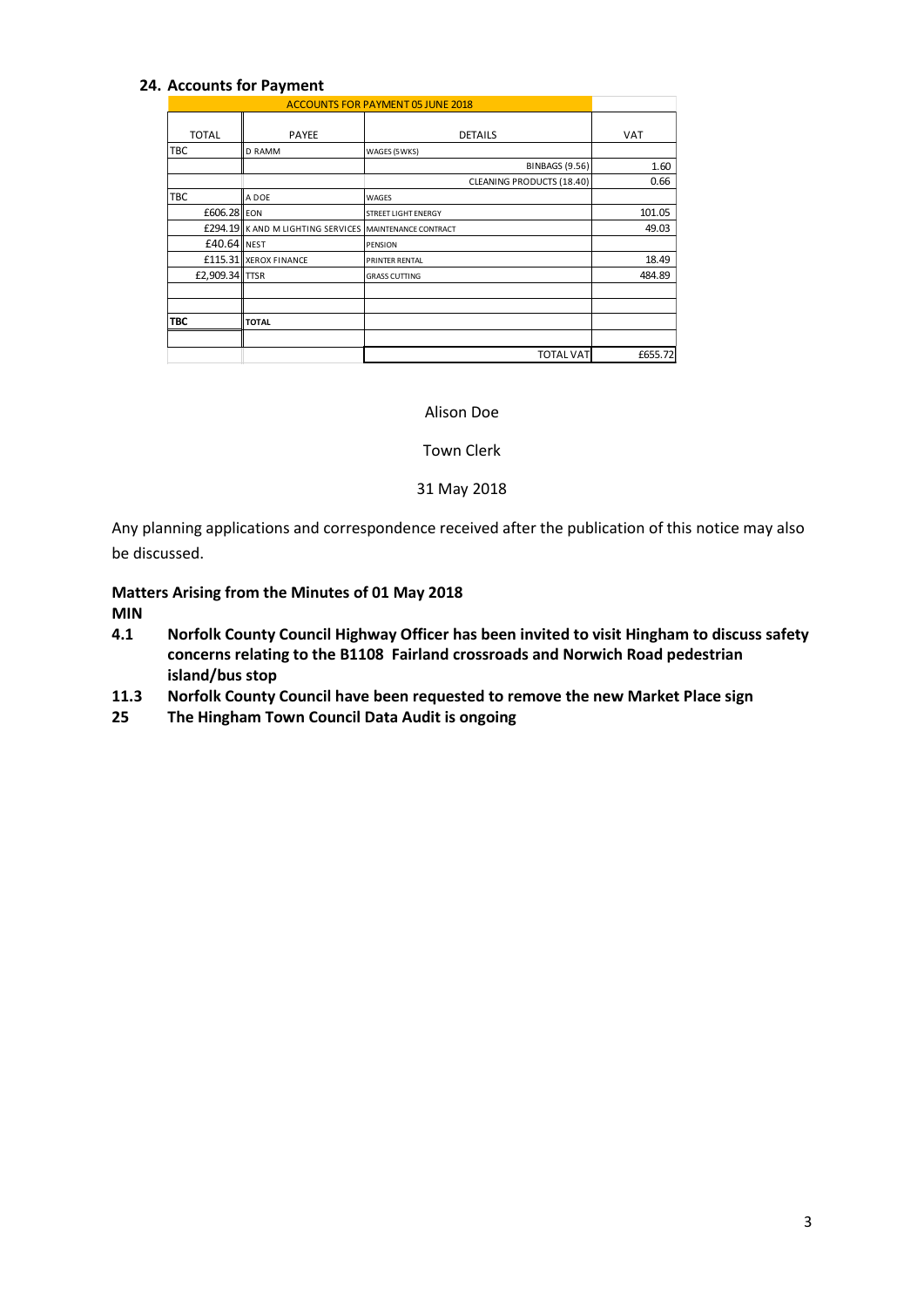## 24. Accounts for Payment

| ACCOUNTS FOR PAYMENT 05 JUNE 2018 | | | |
|---|---|---|---|
| TOTAL | PAYEE | DETAILS | VAT |
| TBC | D RAMM | WAGES (5 WKS) | |
| | | BINBAGS (9.56) | 1.60 |
| | | CLEANING PRODUCTS (18.40) | 0.66 |
| TBC | A DOE | WAGES | |
| £606.28 | EON | STREET LIGHT ENERGY | 101.05 |
| £294.19 | K AND M LIGHTING SERVICES | MAINTENANCE CONTRACT | 49.03 |
| £40.64 | NEST | PENSION | |
| £115.31 | XEROX FINANCE | PRINTER RENTAL | 18.49 |
| £2,909.34 | TTSR | GRASS CUTTING | 484.89 |
| | | | |
| | | | |
| **TBC** | **TOTAL** | | |
| | | | |
| | | TOTAL VAT | £655.72 |

Alison Doe

Town Clerk

31 May 2018

Any planning applications and correspondence received after the publication of this notice may also be discussed.

**Matters Arising from the Minutes of 01 May 2018**

**MIN**

**4.1 Norfolk County Council Highway Officer has been invited to visit Hingham to discuss safety concerns relating to the B1108 Fairland crossroads and Norwich Road pedestrian island/bus stop**

**11.3 Norfolk County Council have been requested to remove the new Market Place sign**

**25 The Hingham Town Council Data Audit is ongoing**